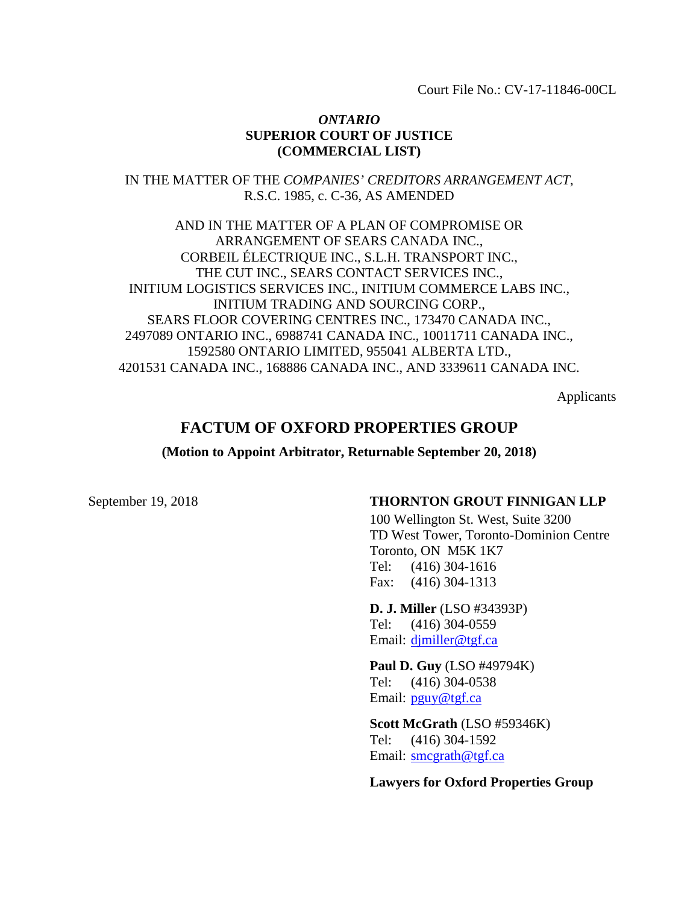Court File No.: CV-17-11846-00CL

*ONTARIO*
**SUPERIOR COURT OF JUSTICE**
**(COMMERCIAL LIST)**

IN THE MATTER OF THE *COMPANIES' CREDITORS ARRANGEMENT ACT*, R.S.C. 1985, c. C-36, AS AMENDED

AND IN THE MATTER OF A PLAN OF COMPROMISE OR ARRANGEMENT OF SEARS CANADA INC., CORBEIL ÉLECTRIQUE INC., S.L.H. TRANSPORT INC., THE CUT INC., SEARS CONTACT SERVICES INC., INITIUM LOGISTICS SERVICES INC., INITIUM COMMERCE LABS INC., INITIUM TRADING AND SOURCING CORP., SEARS FLOOR COVERING CENTRES INC., 173470 CANADA INC., 2497089 ONTARIO INC., 6988741 CANADA INC., 10011711 CANADA INC., 1592580 ONTARIO LIMITED, 955041 ALBERTA LTD., 4201531 CANADA INC., 168886 CANADA INC., AND 3339611 CANADA INC.

Applicants

# FACTUM OF OXFORD PROPERTIES GROUP

**(Motion to Appoint Arbitrator, Returnable September 20, 2018)**

September 19, 2018

**THORNTON GROUT FINNIGAN LLP**
100 Wellington St. West, Suite 3200
TD West Tower, Toronto-Dominion Centre
Toronto, ON M5K 1K7
Tel: (416) 304-1616
Fax: (416) 304-1313

**D. J. Miller** (LSO #34393P)
Tel: (416) 304-0559
Email: djmiller@tgf.ca

**Paul D. Guy** (LSO #49794K)
Tel: (416) 304-0538
Email: pguy@tgf.ca

**Scott McGrath** (LSO #59346K)
Tel: (416) 304-1592
Email: smcgrath@tgf.ca

**Lawyers for Oxford Properties Group**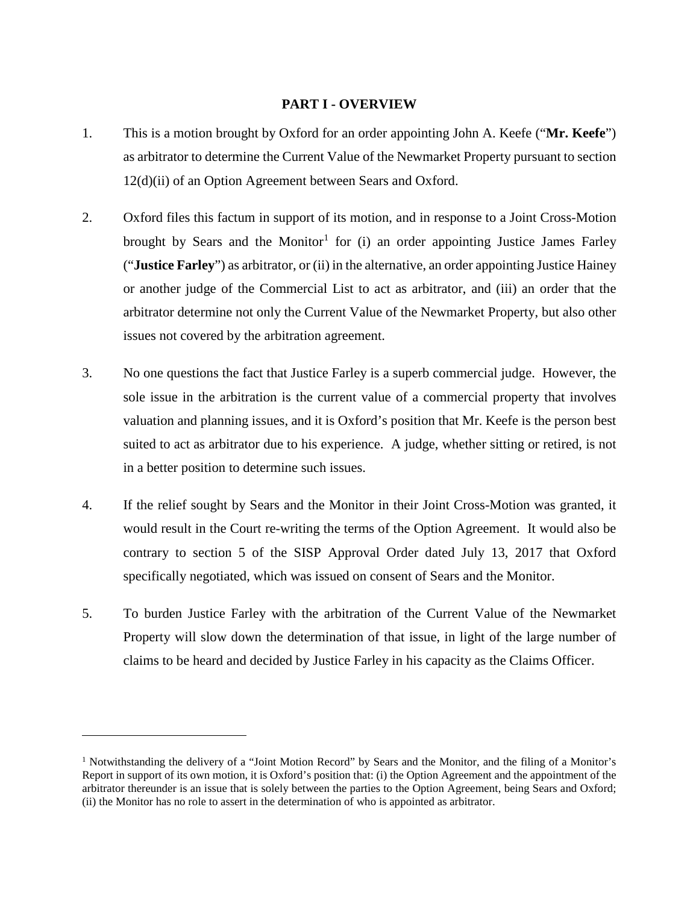## PART I - OVERVIEW

1. This is a motion brought by Oxford for an order appointing John A. Keefe ("**Mr. Keefe**") as arbitrator to determine the Current Value of the Newmarket Property pursuant to section 12(d)(ii) of an Option Agreement between Sears and Oxford.

2. Oxford files this factum in support of its motion, and in response to a Joint Cross-Motion brought by Sears and the Monitor[1] for (i) an order appointing Justice James Farley ("**Justice Farley**") as arbitrator, or (ii) in the alternative, an order appointing Justice Hainey or another judge of the Commercial List to act as arbitrator, and (iii) an order that the arbitrator determine not only the Current Value of the Newmarket Property, but also other issues not covered by the arbitration agreement.

3. No one questions the fact that Justice Farley is a superb commercial judge. However, the sole issue in the arbitration is the current value of a commercial property that involves valuation and planning issues, and it is Oxford's position that Mr. Keefe is the person best suited to act as arbitrator due to his experience. A judge, whether sitting or retired, is not in a better position to determine such issues.

4. If the relief sought by Sears and the Monitor in their Joint Cross-Motion was granted, it would result in the Court re-writing the terms of the Option Agreement. It would also be contrary to section 5 of the SISP Approval Order dated July 13, 2017 that Oxford specifically negotiated, which was issued on consent of Sears and the Monitor.

5. To burden Justice Farley with the arbitration of the Current Value of the Newmarket Property will slow down the determination of that issue, in light of the large number of claims to be heard and decided by Justice Farley in his capacity as the Claims Officer.

---

[1] Notwithstanding the delivery of a "Joint Motion Record" by Sears and the Monitor, and the filing of a Monitor's Report in support of its own motion, it is Oxford's position that: (i) the Option Agreement and the appointment of the arbitrator thereunder is an issue that is solely between the parties to the Option Agreement, being Sears and Oxford; (ii) the Monitor has no role to assert in the determination of who is appointed as arbitrator.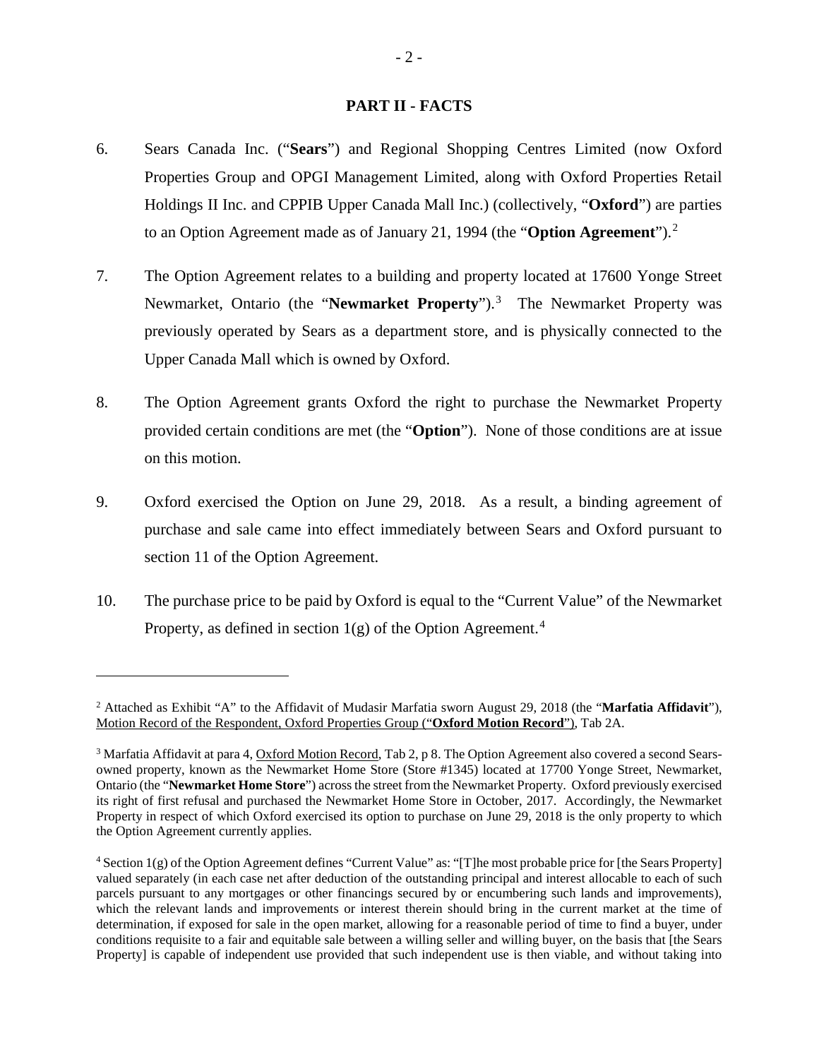## PART II - FACTS

6. Sears Canada Inc. ("**Sears**") and Regional Shopping Centres Limited (now Oxford Properties Group and OPGI Management Limited, along with Oxford Properties Retail Holdings II Inc. and CPPIB Upper Canada Mall Inc.) (collectively, "**Oxford**") are parties to an Option Agreement made as of January 21, 1994 (the "**Option Agreement**").[2]

7. The Option Agreement relates to a building and property located at 17600 Yonge Street Newmarket, Ontario (the "**Newmarket Property**").[3] The Newmarket Property was previously operated by Sears as a department store, and is physically connected to the Upper Canada Mall which is owned by Oxford.

8. The Option Agreement grants Oxford the right to purchase the Newmarket Property provided certain conditions are met (the "**Option**"). None of those conditions are at issue on this motion.

9. Oxford exercised the Option on June 29, 2018. As a result, a binding agreement of purchase and sale came into effect immediately between Sears and Oxford pursuant to section 11 of the Option Agreement.

10. The purchase price to be paid by Oxford is equal to the "Current Value" of the Newmarket Property, as defined in section 1(g) of the Option Agreement.[4]

---

[2] Attached as Exhibit "A" to the Affidavit of Mudasir Marfatia sworn August 29, 2018 (the "**Marfatia Affidavit**"), Motion Record of the Respondent, Oxford Properties Group ("**Oxford Motion Record**"), Tab 2A.

[3] Marfatia Affidavit at para 4, Oxford Motion Record, Tab 2, p 8. The Option Agreement also covered a second Sears-owned property, known as the Newmarket Home Store (Store #1345) located at 17700 Yonge Street, Newmarket, Ontario (the "**Newmarket Home Store**") across the street from the Newmarket Property. Oxford previously exercised its right of first refusal and purchased the Newmarket Home Store in October, 2017. Accordingly, the Newmarket Property in respect of which Oxford exercised its option to purchase on June 29, 2018 is the only property to which the Option Agreement currently applies.

[4] Section 1(g) of the Option Agreement defines "Current Value" as: "[T]he most probable price for [the Sears Property] valued separately (in each case net after deduction of the outstanding principal and interest allocable to each of such parcels pursuant to any mortgages or other financings secured by or encumbering such lands and improvements), which the relevant lands and improvements or interest therein should bring in the current market at the time of determination, if exposed for sale in the open market, allowing for a reasonable period of time to find a buyer, under conditions requisite to a fair and equitable sale between a willing seller and willing buyer, on the basis that [the Sears Property] is capable of independent use provided that such independent use is then viable, and without taking into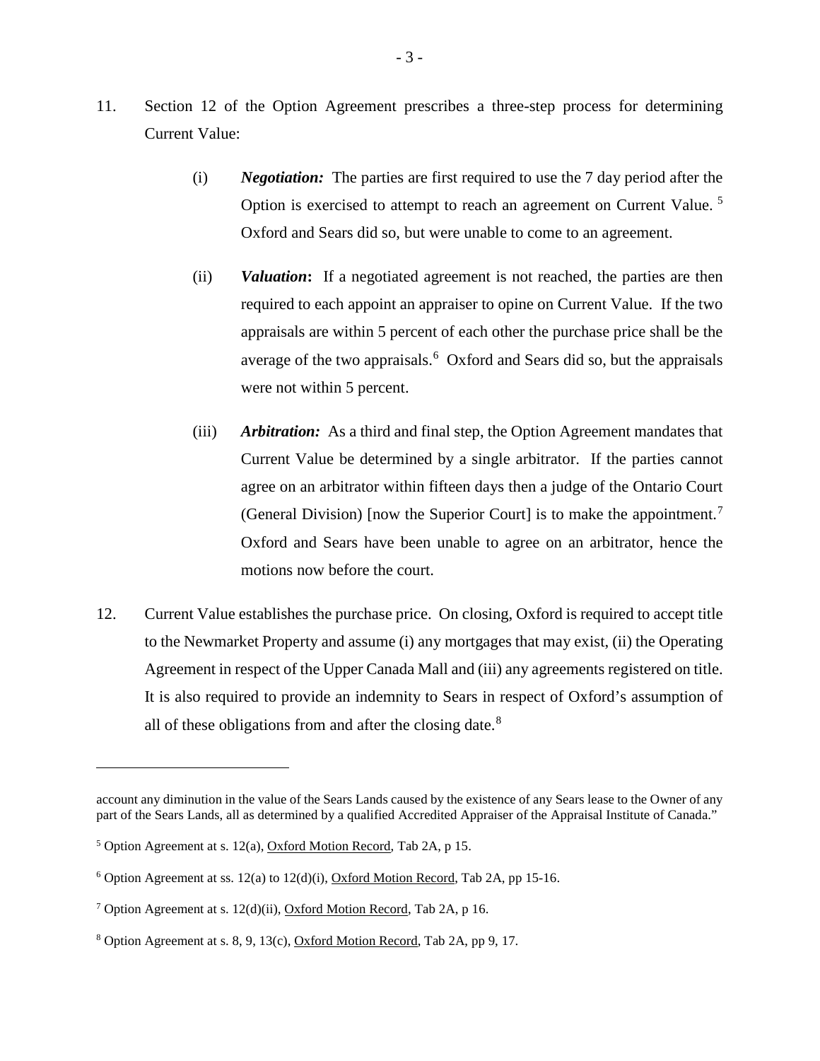11. Section 12 of the Option Agreement prescribes a three-step process for determining Current Value:

    (i) ***Negotiation:*** The parties are first required to use the 7 day period after the Option is exercised to attempt to reach an agreement on Current Value. [5] Oxford and Sears did so, but were unable to come to an agreement.

    (ii) ***Valuation*:** If a negotiated agreement is not reached, the parties are then required to each appoint an appraiser to opine on Current Value. If the two appraisals are within 5 percent of each other the purchase price shall be the average of the two appraisals.[6] Oxford and Sears did so, but the appraisals were not within 5 percent.

    (iii) ***Arbitration:*** As a third and final step, the Option Agreement mandates that Current Value be determined by a single arbitrator. If the parties cannot agree on an arbitrator within fifteen days then a judge of the Ontario Court (General Division) [now the Superior Court] is to make the appointment.[7] Oxford and Sears have been unable to agree on an arbitrator, hence the motions now before the court.

12. Current Value establishes the purchase price. On closing, Oxford is required to accept title to the Newmarket Property and assume (i) any mortgages that may exist, (ii) the Operating Agreement in respect of the Upper Canada Mall and (iii) any agreements registered on title. It is also required to provide an indemnity to Sears in respect of Oxford's assumption of all of these obligations from and after the closing date.[8]

---

account any diminution in the value of the Sears Lands caused by the existence of any Sears lease to the Owner of any part of the Sears Lands, all as determined by a qualified Accredited Appraiser of the Appraisal Institute of Canada."

[5] Option Agreement at s. 12(a), Oxford Motion Record, Tab 2A, p 15.

[6] Option Agreement at ss. 12(a) to 12(d)(i), Oxford Motion Record, Tab 2A, pp 15-16.

[7] Option Agreement at s. 12(d)(ii), Oxford Motion Record, Tab 2A, p 16.

[8] Option Agreement at s. 8, 9, 13(c), Oxford Motion Record, Tab 2A, pp 9, 17.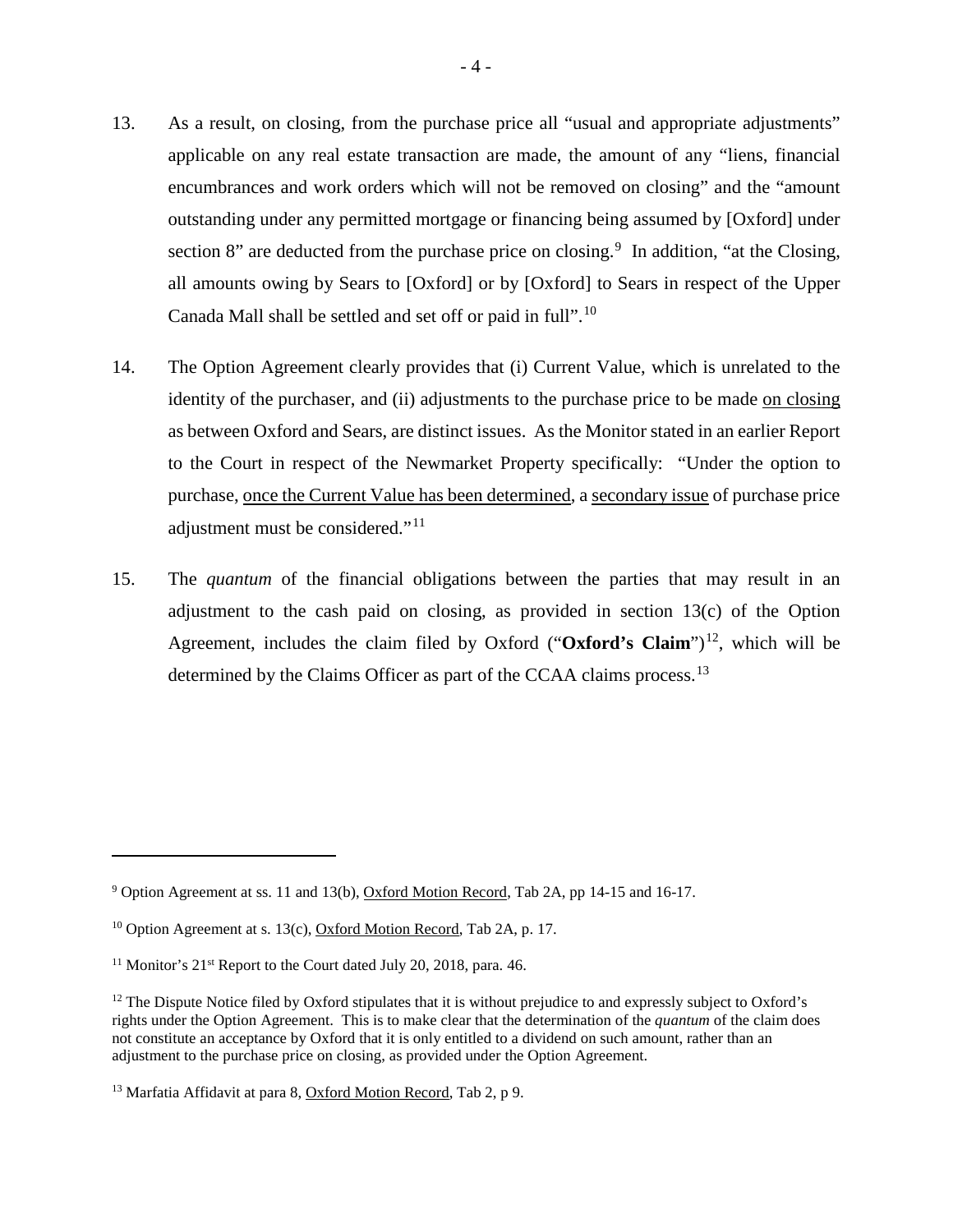13. As a result, on closing, from the purchase price all "usual and appropriate adjustments" applicable on any real estate transaction are made, the amount of any "liens, financial encumbrances and work orders which will not be removed on closing" and the "amount outstanding under any permitted mortgage or financing being assumed by [Oxford] under section 8" are deducted from the purchase price on closing.[9] In addition, "at the Closing, all amounts owing by Sears to [Oxford] or by [Oxford] to Sears in respect of the Upper Canada Mall shall be settled and set off or paid in full".[10]

14. The Option Agreement clearly provides that (i) Current Value, which is unrelated to the identity of the purchaser, and (ii) adjustments to the purchase price to be made <u>on closing</u> as between Oxford and Sears, are distinct issues. As the Monitor stated in an earlier Report to the Court in respect of the Newmarket Property specifically: "Under the option to purchase, <u>once the Current Value has been determined</u>, a <u>secondary issue</u> of purchase price adjustment must be considered."[11]

15. The *quantum* of the financial obligations between the parties that may result in an adjustment to the cash paid on closing, as provided in section 13(c) of the Option Agreement, includes the claim filed by Oxford ("**Oxford's Claim**")[12], which will be determined by the Claims Officer as part of the CCAA claims process.[13]

---

[9] Option Agreement at ss. 11 and 13(b), <u>Oxford Motion Record</u>, Tab 2A, pp 14-15 and 16-17.

[10] Option Agreement at s. 13(c), <u>Oxford Motion Record</u>, Tab 2A, p. 17.

[11] Monitor's 21st Report to the Court dated July 20, 2018, para. 46.

[12] The Dispute Notice filed by Oxford stipulates that it is without prejudice to and expressly subject to Oxford's rights under the Option Agreement. This is to make clear that the determination of the *quantum* of the claim does not constitute an acceptance by Oxford that it is only entitled to a dividend on such amount, rather than an adjustment to the purchase price on closing, as provided under the Option Agreement.

[13] Marfatia Affidavit at para 8, <u>Oxford Motion Record</u>, Tab 2, p 9.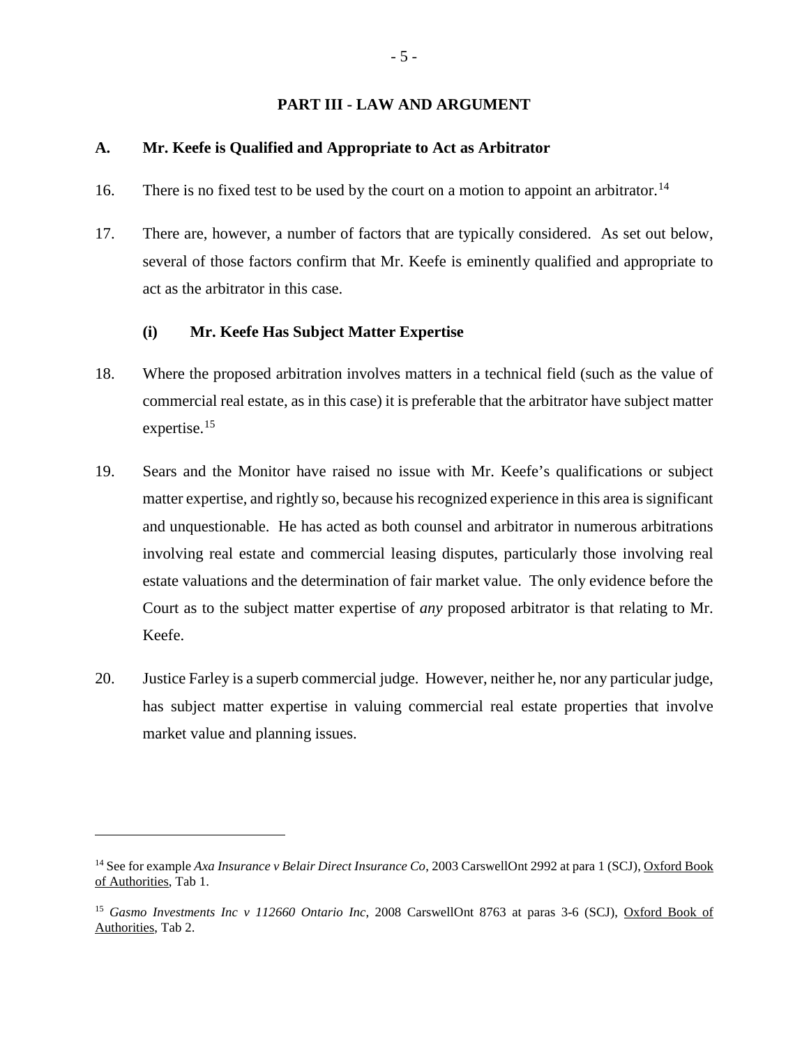## PART III - LAW AND ARGUMENT

### A. Mr. Keefe is Qualified and Appropriate to Act as Arbitrator

16. There is no fixed test to be used by the court on a motion to appoint an arbitrator.[14]

17. There are, however, a number of factors that are typically considered. As set out below, several of those factors confirm that Mr. Keefe is eminently qualified and appropriate to act as the arbitrator in this case.

#### (i) Mr. Keefe Has Subject Matter Expertise

18. Where the proposed arbitration involves matters in a technical field (such as the value of commercial real estate, as in this case) it is preferable that the arbitrator have subject matter expertise.[15]

19. Sears and the Monitor have raised no issue with Mr. Keefe's qualifications or subject matter expertise, and rightly so, because his recognized experience in this area is significant and unquestionable. He has acted as both counsel and arbitrator in numerous arbitrations involving real estate and commercial leasing disputes, particularly those involving real estate valuations and the determination of fair market value. The only evidence before the Court as to the subject matter expertise of *any* proposed arbitrator is that relating to Mr. Keefe.

20. Justice Farley is a superb commercial judge. However, neither he, nor any particular judge, has subject matter expertise in valuing commercial real estate properties that involve market value and planning issues.

---

[14] See for example *Axa Insurance v Belair Direct Insurance Co*, 2003 CarswellOnt 2992 at para 1 (SCJ), Oxford Book of Authorities, Tab 1.

[15] *Gasmo Investments Inc v 112660 Ontario Inc*, 2008 CarswellOnt 8763 at paras 3-6 (SCJ), Oxford Book of Authorities, Tab 2.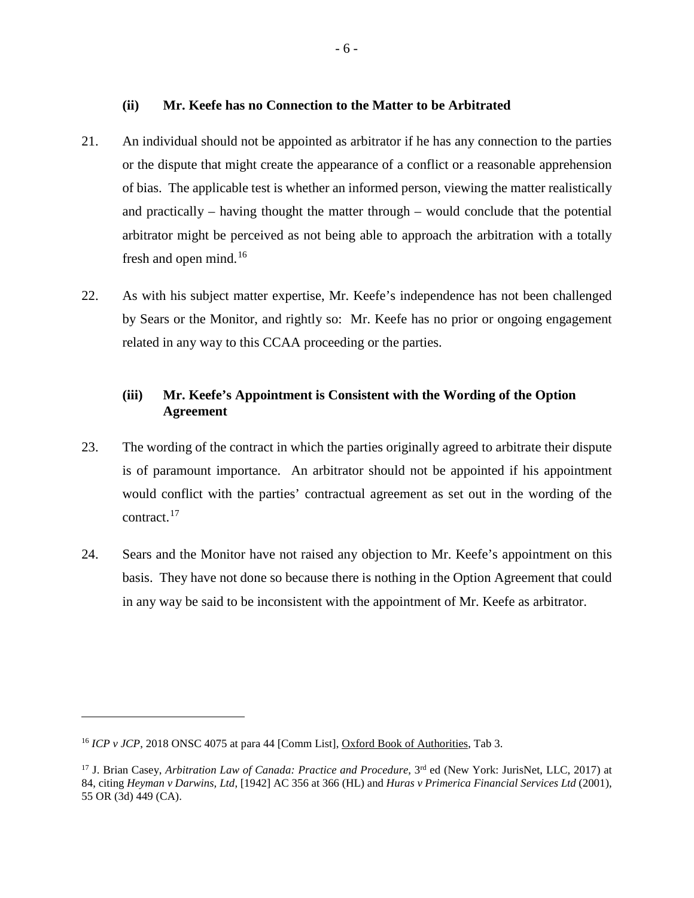### (ii) Mr. Keefe has no Connection to the Matter to be Arbitrated

21. An individual should not be appointed as arbitrator if he has any connection to the parties or the dispute that might create the appearance of a conflict or a reasonable apprehension of bias. The applicable test is whether an informed person, viewing the matter realistically and practically – having thought the matter through – would conclude that the potential arbitrator might be perceived as not being able to approach the arbitration with a totally fresh and open mind.[16]

22. As with his subject matter expertise, Mr. Keefe's independence has not been challenged by Sears or the Monitor, and rightly so: Mr. Keefe has no prior or ongoing engagement related in any way to this CCAA proceeding or the parties.

### (iii) Mr. Keefe's Appointment is Consistent with the Wording of the Option Agreement

23. The wording of the contract in which the parties originally agreed to arbitrate their dispute is of paramount importance. An arbitrator should not be appointed if his appointment would conflict with the parties' contractual agreement as set out in the wording of the contract.[17]

24. Sears and the Monitor have not raised any objection to Mr. Keefe's appointment on this basis. They have not done so because there is nothing in the Option Agreement that could in any way be said to be inconsistent with the appointment of Mr. Keefe as arbitrator.

---

[16] *ICP v JCP*, 2018 ONSC 4075 at para 44 [Comm List], Oxford Book of Authorities, Tab 3.

[17] J. Brian Casey, *Arbitration Law of Canada: Practice and Procedure*, 3rd ed (New York: JurisNet, LLC, 2017) at 84, citing *Heyman v Darwins, Ltd*, [1942] AC 356 at 366 (HL) and *Huras v Primerica Financial Services Ltd* (2001), 55 OR (3d) 449 (CA).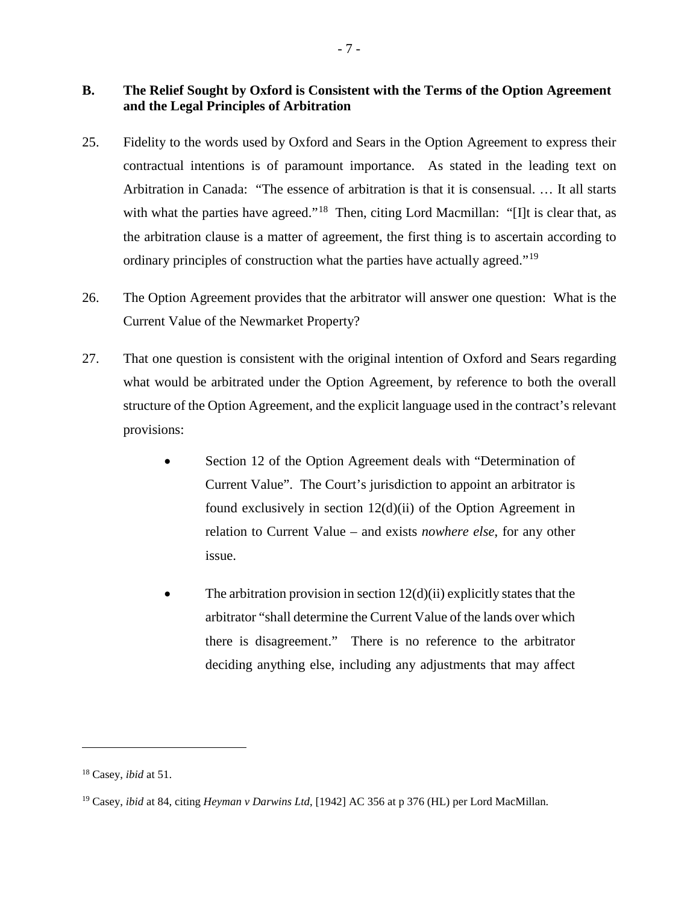### B. The Relief Sought by Oxford is Consistent with the Terms of the Option Agreement and the Legal Principles of Arbitration

25. Fidelity to the words used by Oxford and Sears in the Option Agreement to express their contractual intentions is of paramount importance. As stated in the leading text on Arbitration in Canada: "The essence of arbitration is that it is consensual. … It all starts with what the parties have agreed."[18] Then, citing Lord Macmillan: "[I]t is clear that, as the arbitration clause is a matter of agreement, the first thing is to ascertain according to ordinary principles of construction what the parties have actually agreed."[19]

26. The Option Agreement provides that the arbitrator will answer one question: What is the Current Value of the Newmarket Property?

27. That one question is consistent with the original intention of Oxford and Sears regarding what would be arbitrated under the Option Agreement, by reference to both the overall structure of the Option Agreement, and the explicit language used in the contract's relevant provisions:

- Section 12 of the Option Agreement deals with "Determination of Current Value". The Court's jurisdiction to appoint an arbitrator is found exclusively in section 12(d)(ii) of the Option Agreement in relation to Current Value – and exists *nowhere else*, for any other issue.

- The arbitration provision in section 12(d)(ii) explicitly states that the arbitrator "shall determine the Current Value of the lands over which there is disagreement." There is no reference to the arbitrator deciding anything else, including any adjustments that may affect

---

[18] Casey, *ibid* at 51.

[19] Casey, *ibid* at 84, citing *Heyman v Darwins Ltd*, [1942] AC 356 at p 376 (HL) per Lord MacMillan.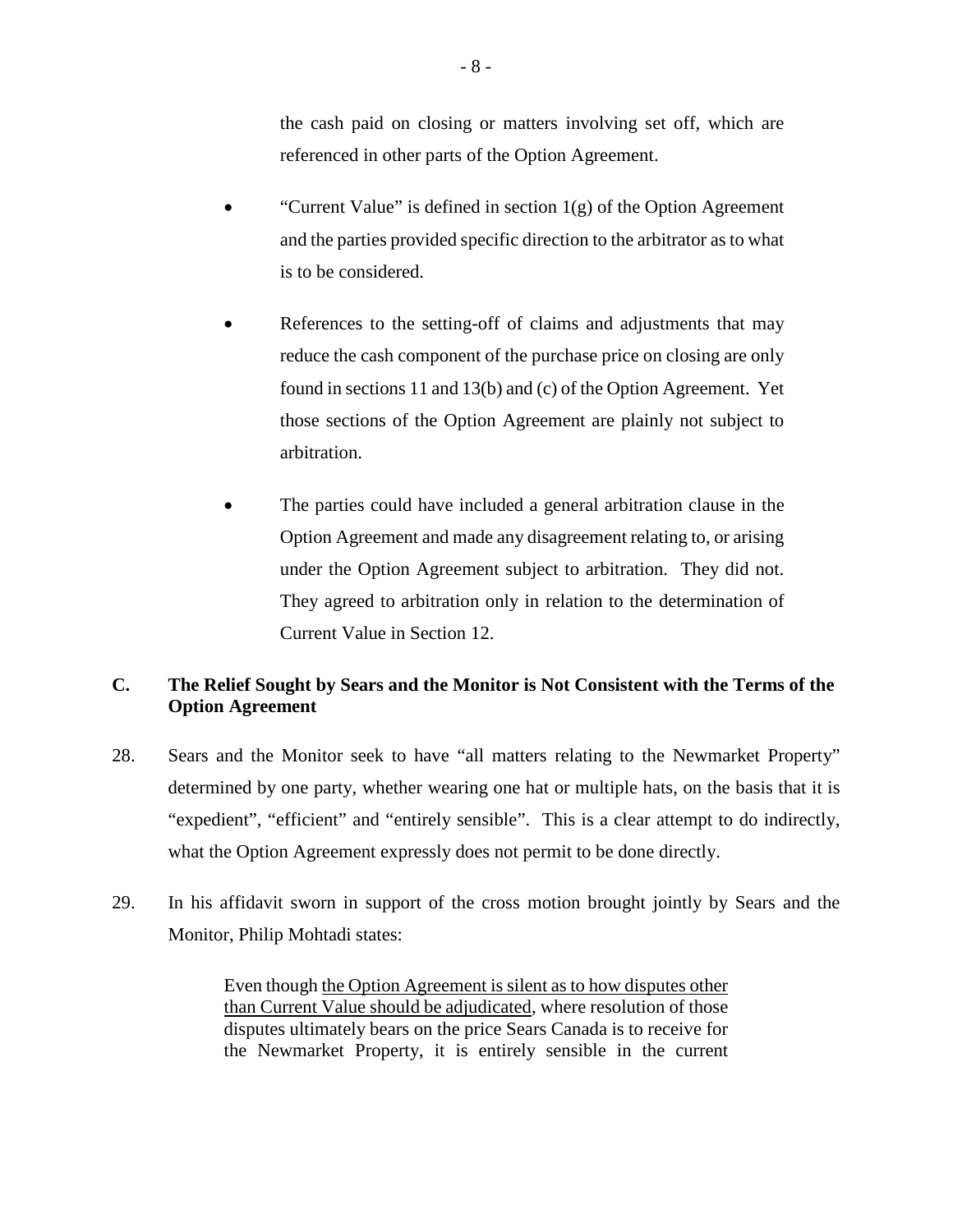the cash paid on closing or matters involving set off, which are referenced in other parts of the Option Agreement.

- "Current Value" is defined in section 1(g) of the Option Agreement and the parties provided specific direction to the arbitrator as to what is to be considered.

- References to the setting-off of claims and adjustments that may reduce the cash component of the purchase price on closing are only found in sections 11 and 13(b) and (c) of the Option Agreement. Yet those sections of the Option Agreement are plainly not subject to arbitration.

- The parties could have included a general arbitration clause in the Option Agreement and made any disagreement relating to, or arising under the Option Agreement subject to arbitration. They did not. They agreed to arbitration only in relation to the determination of Current Value in Section 12.

### C. The Relief Sought by Sears and the Monitor is Not Consistent with the Terms of the Option Agreement

28. Sears and the Monitor seek to have "all matters relating to the Newmarket Property" determined by one party, whether wearing one hat or multiple hats, on the basis that it is "expedient", "efficient" and "entirely sensible". This is a clear attempt to do indirectly, what the Option Agreement expressly does not permit to be done directly.

29. In his affidavit sworn in support of the cross motion brought jointly by Sears and the Monitor, Philip Mohtadi states:

> Even though <u>the Option Agreement is silent as to how disputes other than Current Value should be adjudicated</u>, where resolution of those disputes ultimately bears on the price Sears Canada is to receive for the Newmarket Property, it is entirely sensible in the current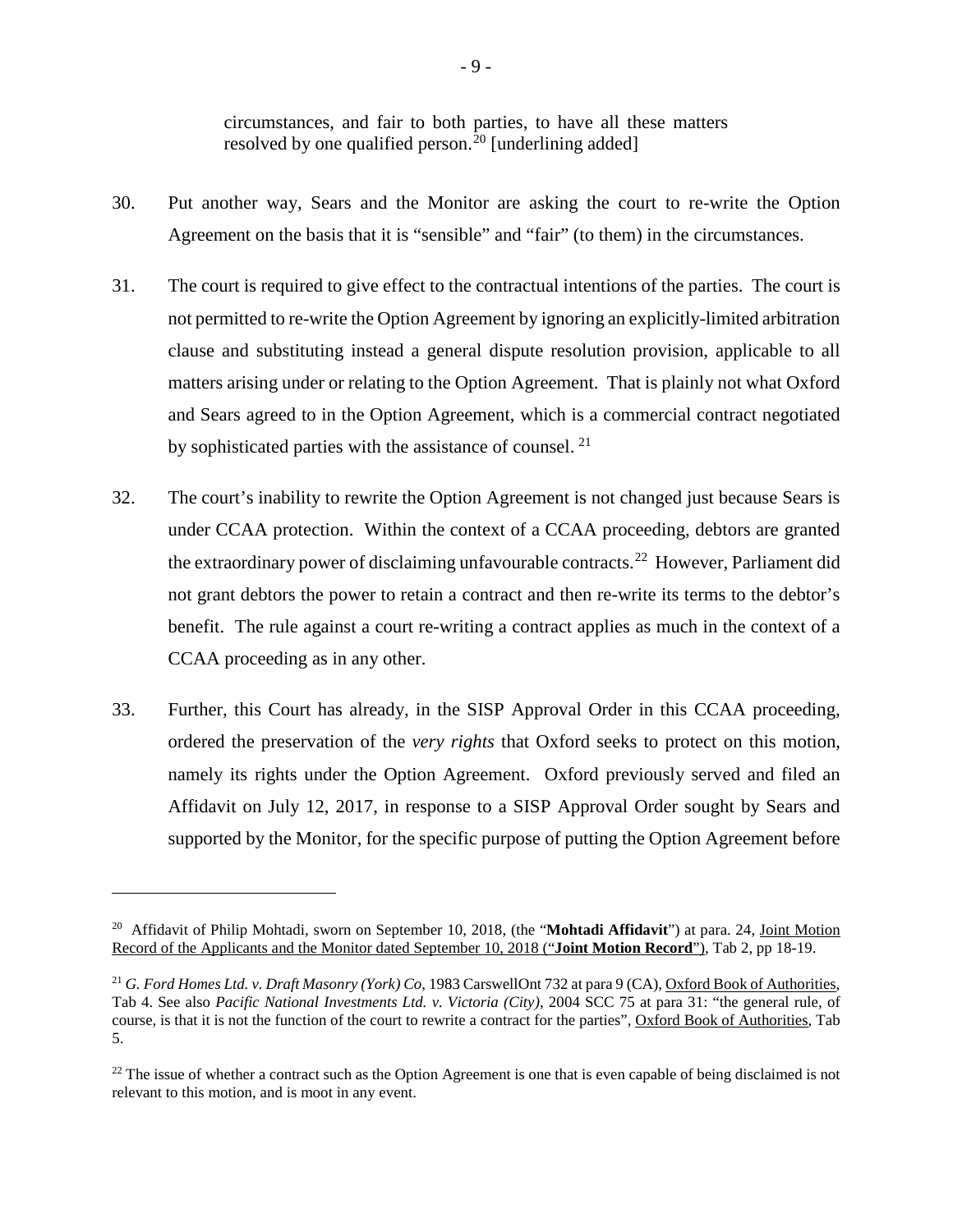> circumstances, and fair to both parties, to have all these matters resolved by one qualified person.[20] [underlining added]

30. Put another way, Sears and the Monitor are asking the court to re-write the Option Agreement on the basis that it is "sensible" and "fair" (to them) in the circumstances.

31. The court is required to give effect to the contractual intentions of the parties. The court is not permitted to re-write the Option Agreement by ignoring an explicitly-limited arbitration clause and substituting instead a general dispute resolution provision, applicable to all matters arising under or relating to the Option Agreement. That is plainly not what Oxford and Sears agreed to in the Option Agreement, which is a commercial contract negotiated by sophisticated parties with the assistance of counsel. [21]

32. The court's inability to rewrite the Option Agreement is not changed just because Sears is under CCAA protection. Within the context of a CCAA proceeding, debtors are granted the extraordinary power of disclaiming unfavourable contracts.[22] However, Parliament did not grant debtors the power to retain a contract and then re-write its terms to the debtor's benefit. The rule against a court re-writing a contract applies as much in the context of a CCAA proceeding as in any other.

33. Further, this Court has already, in the SISP Approval Order in this CCAA proceeding, ordered the preservation of the *very rights* that Oxford seeks to protect on this motion, namely its rights under the Option Agreement. Oxford previously served and filed an Affidavit on July 12, 2017, in response to a SISP Approval Order sought by Sears and supported by the Monitor, for the specific purpose of putting the Option Agreement before

---

[20] Affidavit of Philip Mohtadi, sworn on September 10, 2018, (the "**Mohtadi Affidavit**") at para. 24, Joint Motion Record of the Applicants and the Monitor dated September 10, 2018 ("**Joint Motion Record**"), Tab 2, pp 18-19.

[21] *G. Ford Homes Ltd. v. Draft Masonry (York) Co*, 1983 CarswellOnt 732 at para 9 (CA), Oxford Book of Authorities, Tab 4. See also *Pacific National Investments Ltd. v. Victoria (City)*, 2004 SCC 75 at para 31: "the general rule, of course, is that it is not the function of the court to rewrite a contract for the parties", Oxford Book of Authorities, Tab 5.

[22] The issue of whether a contract such as the Option Agreement is one that is even capable of being disclaimed is not relevant to this motion, and is moot in any event.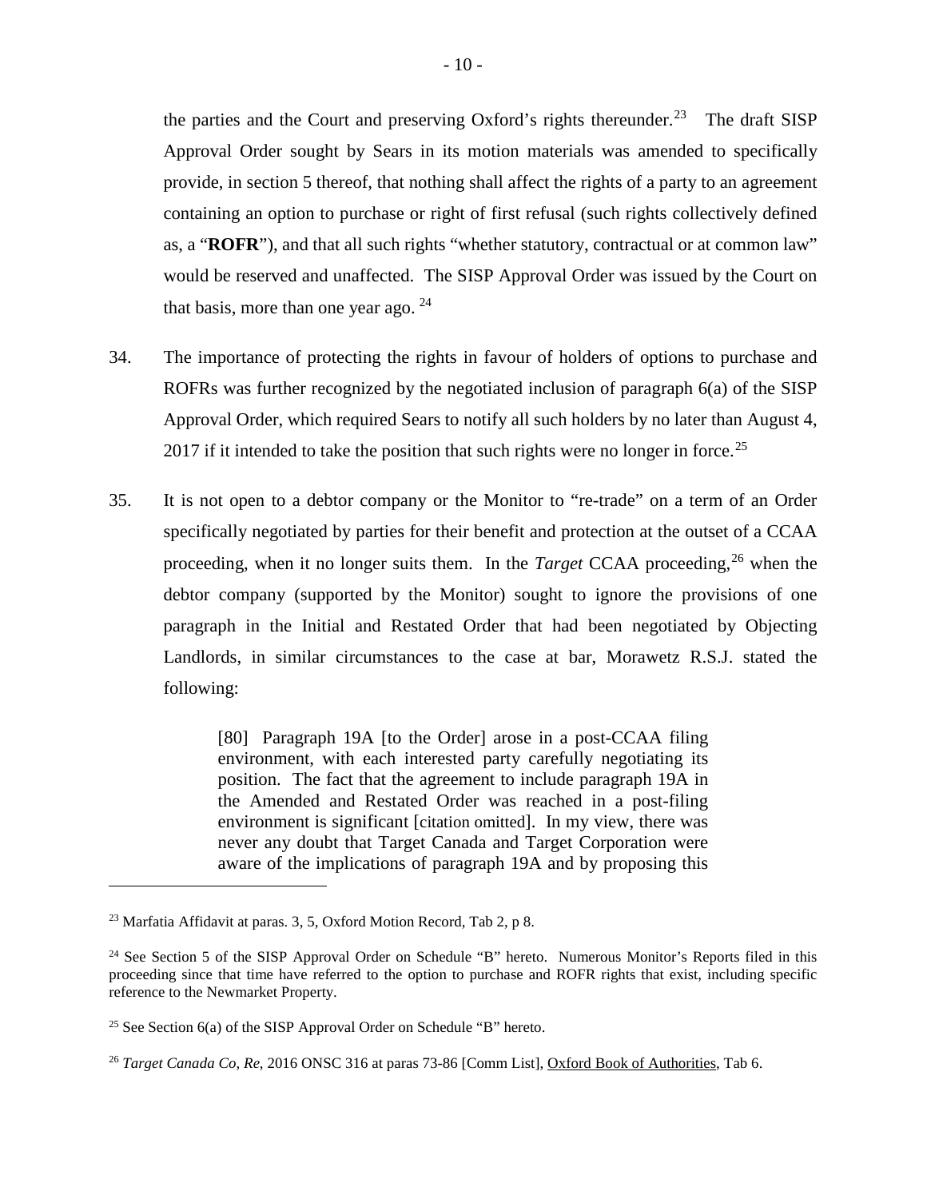the parties and the Court and preserving Oxford's rights thereunder.[23] The draft SISP Approval Order sought by Sears in its motion materials was amended to specifically provide, in section 5 thereof, that nothing shall affect the rights of a party to an agreement containing an option to purchase or right of first refusal (such rights collectively defined as, a "**ROFR**"), and that all such rights "whether statutory, contractual or at common law" would be reserved and unaffected. The SISP Approval Order was issued by the Court on that basis, more than one year ago. [24]

34. The importance of protecting the rights in favour of holders of options to purchase and ROFRs was further recognized by the negotiated inclusion of paragraph 6(a) of the SISP Approval Order, which required Sears to notify all such holders by no later than August 4, 2017 if it intended to take the position that such rights were no longer in force.[25]

35. It is not open to a debtor company or the Monitor to "re-trade" on a term of an Order specifically negotiated by parties for their benefit and protection at the outset of a CCAA proceeding, when it no longer suits them. In the *Target* CCAA proceeding,[26] when the debtor company (supported by the Monitor) sought to ignore the provisions of one paragraph in the Initial and Restated Order that had been negotiated by Objecting Landlords, in similar circumstances to the case at bar, Morawetz R.S.J. stated the following:

> [80] Paragraph 19A [to the Order] arose in a post-CCAA filing environment, with each interested party carefully negotiating its position. The fact that the agreement to include paragraph 19A in the Amended and Restated Order was reached in a post-filing environment is significant [citation omitted]. In my view, there was never any doubt that Target Canada and Target Corporation were aware of the implications of paragraph 19A and by proposing this

---

[23] Marfatia Affidavit at paras. 3, 5, Oxford Motion Record, Tab 2, p 8.

[24] See Section 5 of the SISP Approval Order on Schedule "B" hereto. Numerous Monitor's Reports filed in this proceeding since that time have referred to the option to purchase and ROFR rights that exist, including specific reference to the Newmarket Property.

[25] See Section 6(a) of the SISP Approval Order on Schedule "B" hereto.

[26] *Target Canada Co, Re*, 2016 ONSC 316 at paras 73-86 [Comm List], Oxford Book of Authorities, Tab 6.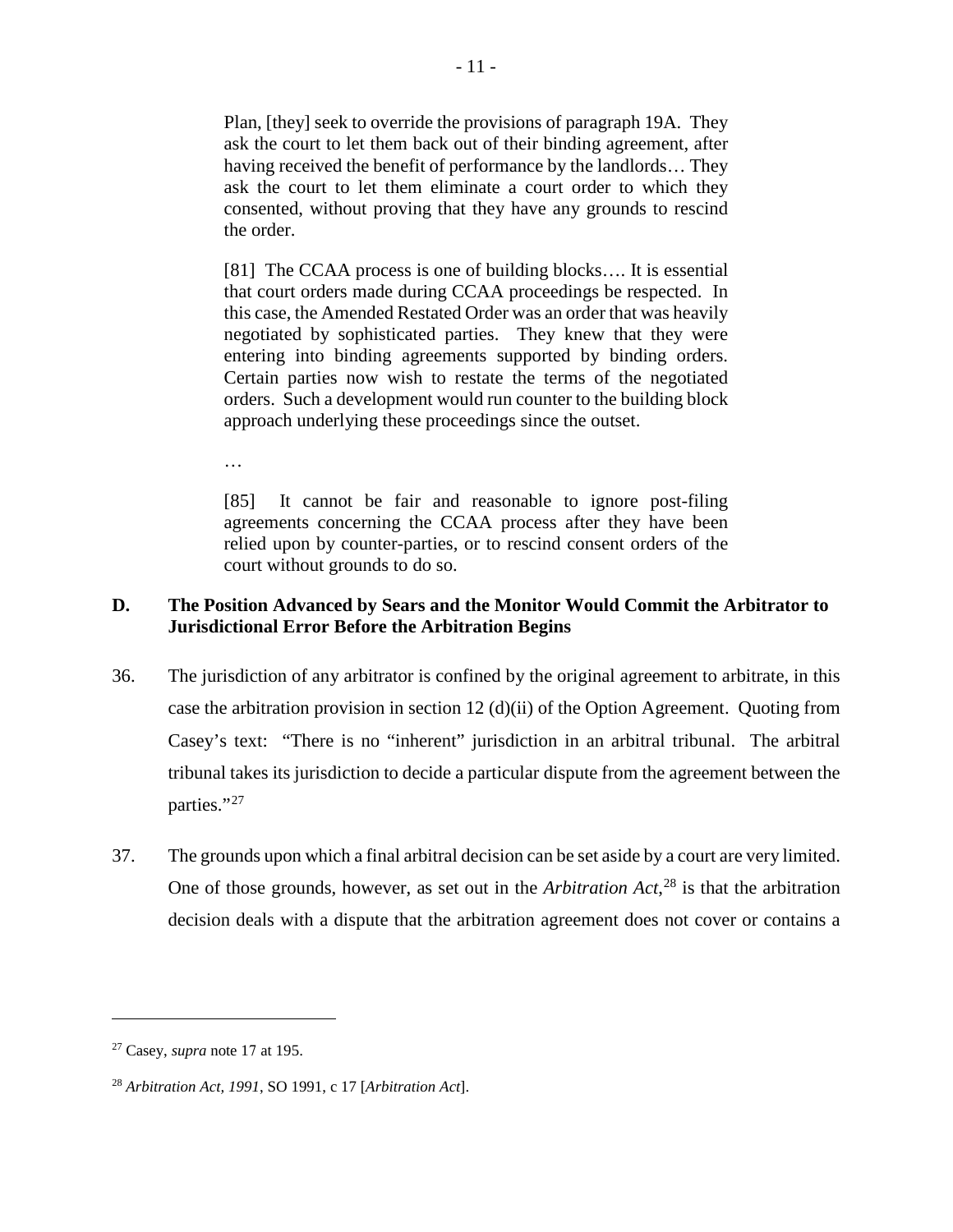> Plan, [they] seek to override the provisions of paragraph 19A. They ask the court to let them back out of their binding agreement, after having received the benefit of performance by the landlords… They ask the court to let them eliminate a court order to which they consented, without proving that they have any grounds to rescind the order.
>
> [81] The CCAA process is one of building blocks…. It is essential that court orders made during CCAA proceedings be respected. In this case, the Amended Restated Order was an order that was heavily negotiated by sophisticated parties. They knew that they were entering into binding agreements supported by binding orders. Certain parties now wish to restate the terms of the negotiated orders. Such a development would run counter to the building block approach underlying these proceedings since the outset.
>
> …
>
> [85] It cannot be fair and reasonable to ignore post-filing agreements concerning the CCAA process after they have been relied upon by counter-parties, or to rescind consent orders of the court without grounds to do so.

## D. The Position Advanced by Sears and the Monitor Would Commit the Arbitrator to Jurisdictional Error Before the Arbitration Begins

36. The jurisdiction of any arbitrator is confined by the original agreement to arbitrate, in this case the arbitration provision in section 12 (d)(ii) of the Option Agreement. Quoting from Casey's text: "There is no "inherent" jurisdiction in an arbitral tribunal. The arbitral tribunal takes its jurisdiction to decide a particular dispute from the agreement between the parties."[27]

37. The grounds upon which a final arbitral decision can be set aside by a court are very limited. One of those grounds, however, as set out in the *Arbitration Act*,[28] is that the arbitration decision deals with a dispute that the arbitration agreement does not cover or contains a

---

[27] Casey, *supra* note 17 at 195.

[28] *Arbitration Act, 1991*, SO 1991, c 17 [*Arbitration Act*].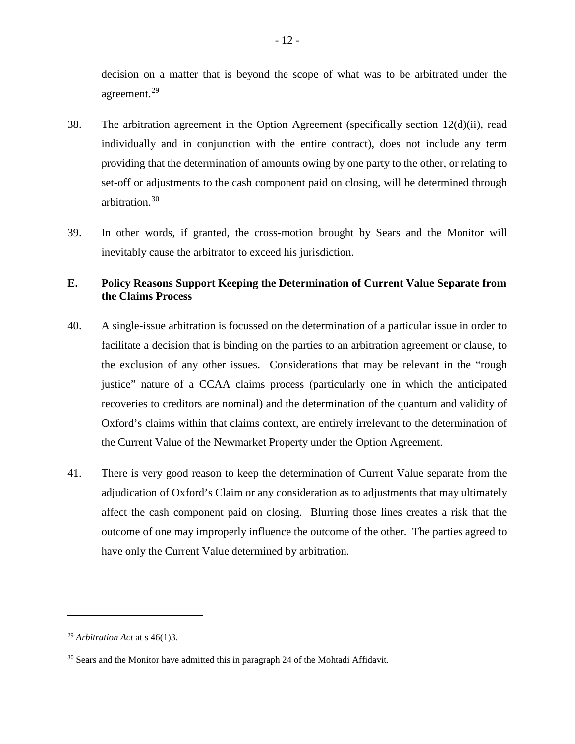decision on a matter that is beyond the scope of what was to be arbitrated under the agreement.[29]

38. The arbitration agreement in the Option Agreement (specifically section 12(d)(ii), read individually and in conjunction with the entire contract), does not include any term providing that the determination of amounts owing by one party to the other, or relating to set-off or adjustments to the cash component paid on closing, will be determined through arbitration.[30]

39. In other words, if granted, the cross-motion brought by Sears and the Monitor will inevitably cause the arbitrator to exceed his jurisdiction.

## E. Policy Reasons Support Keeping the Determination of Current Value Separate from the Claims Process

40. A single-issue arbitration is focussed on the determination of a particular issue in order to facilitate a decision that is binding on the parties to an arbitration agreement or clause, to the exclusion of any other issues. Considerations that may be relevant in the "rough justice" nature of a CCAA claims process (particularly one in which the anticipated recoveries to creditors are nominal) and the determination of the quantum and validity of Oxford's claims within that claims context, are entirely irrelevant to the determination of the Current Value of the Newmarket Property under the Option Agreement.

41. There is very good reason to keep the determination of Current Value separate from the adjudication of Oxford's Claim or any consideration as to adjustments that may ultimately affect the cash component paid on closing. Blurring those lines creates a risk that the outcome of one may improperly influence the outcome of the other. The parties agreed to have only the Current Value determined by arbitration.

---

[29] *Arbitration Act* at s 46(1)3.

[30] Sears and the Monitor have admitted this in paragraph 24 of the Mohtadi Affidavit.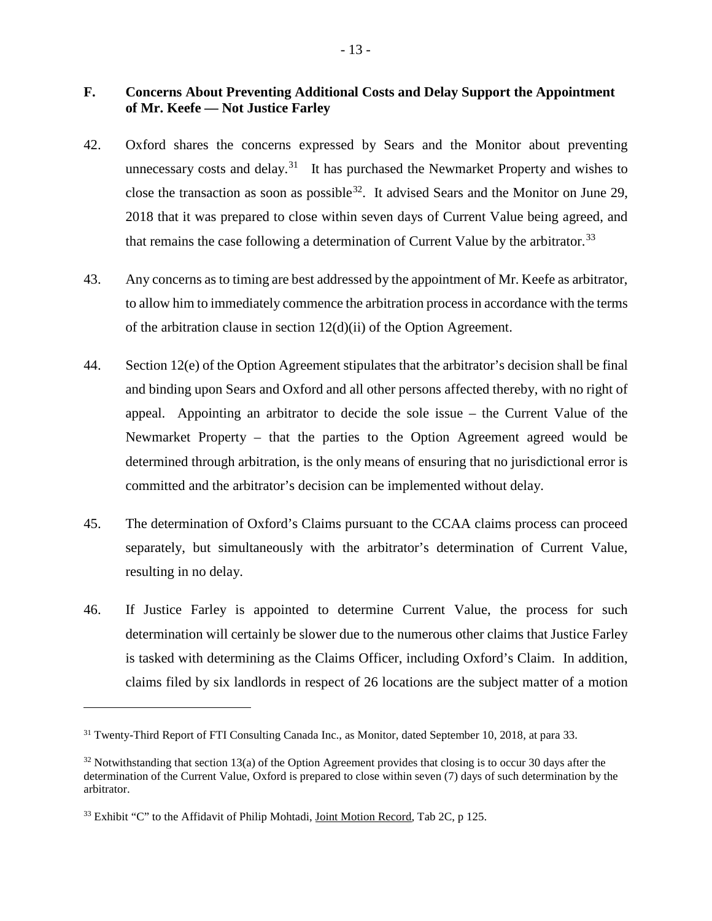## F. Concerns About Preventing Additional Costs and Delay Support the Appointment of Mr. Keefe — Not Justice Farley

42. Oxford shares the concerns expressed by Sears and the Monitor about preventing unnecessary costs and delay.[31] It has purchased the Newmarket Property and wishes to close the transaction as soon as possible[32]. It advised Sears and the Monitor on June 29, 2018 that it was prepared to close within seven days of Current Value being agreed, and that remains the case following a determination of Current Value by the arbitrator.[33]

43. Any concerns as to timing are best addressed by the appointment of Mr. Keefe as arbitrator, to allow him to immediately commence the arbitration process in accordance with the terms of the arbitration clause in section 12(d)(ii) of the Option Agreement.

44. Section 12(e) of the Option Agreement stipulates that the arbitrator's decision shall be final and binding upon Sears and Oxford and all other persons affected thereby, with no right of appeal. Appointing an arbitrator to decide the sole issue – the Current Value of the Newmarket Property – that the parties to the Option Agreement agreed would be determined through arbitration, is the only means of ensuring that no jurisdictional error is committed and the arbitrator's decision can be implemented without delay.

45. The determination of Oxford's Claims pursuant to the CCAA claims process can proceed separately, but simultaneously with the arbitrator's determination of Current Value, resulting in no delay.

46. If Justice Farley is appointed to determine Current Value, the process for such determination will certainly be slower due to the numerous other claims that Justice Farley is tasked with determining as the Claims Officer, including Oxford's Claim. In addition, claims filed by six landlords in respect of 26 locations are the subject matter of a motion

---

[31] Twenty-Third Report of FTI Consulting Canada Inc., as Monitor, dated September 10, 2018, at para 33.

[32] Notwithstanding that section 13(a) of the Option Agreement provides that closing is to occur 30 days after the determination of the Current Value, Oxford is prepared to close within seven (7) days of such determination by the arbitrator.

[33] Exhibit "C" to the Affidavit of Philip Mohtadi, Joint Motion Record, Tab 2C, p 125.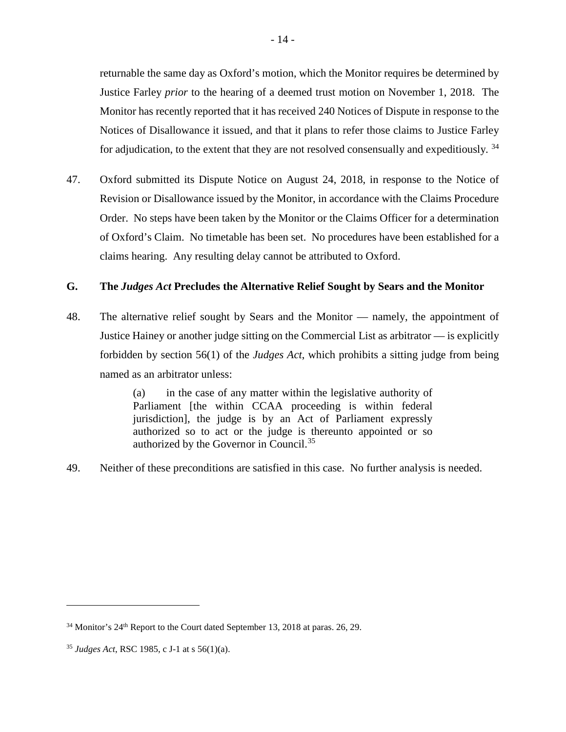returnable the same day as Oxford's motion, which the Monitor requires be determined by Justice Farley *prior* to the hearing of a deemed trust motion on November 1, 2018. The Monitor has recently reported that it has received 240 Notices of Dispute in response to the Notices of Disallowance it issued, and that it plans to refer those claims to Justice Farley for adjudication, to the extent that they are not resolved consensually and expeditiously.[34]

47. Oxford submitted its Dispute Notice on August 24, 2018, in response to the Notice of Revision or Disallowance issued by the Monitor, in accordance with the Claims Procedure Order. No steps have been taken by the Monitor or the Claims Officer for a determination of Oxford's Claim. No timetable has been set. No procedures have been established for a claims hearing. Any resulting delay cannot be attributed to Oxford.

## G. The *Judges Act* Precludes the Alternative Relief Sought by Sears and the Monitor

48. The alternative relief sought by Sears and the Monitor — namely, the appointment of Justice Hainey or another judge sitting on the Commercial List as arbitrator — is explicitly forbidden by section 56(1) of the *Judges Act*, which prohibits a sitting judge from being named as an arbitrator unless:

> (a) in the case of any matter within the legislative authority of Parliament [the within CCAA proceeding is within federal jurisdiction], the judge is by an Act of Parliament expressly authorized so to act or the judge is thereunto appointed or so authorized by the Governor in Council.[35]

49. Neither of these preconditions are satisfied in this case. No further analysis is needed.

---

[34] Monitor's 24th Report to the Court dated September 13, 2018 at paras. 26, 29.

[35] *Judges Act*, RSC 1985, c J-1 at s 56(1)(a).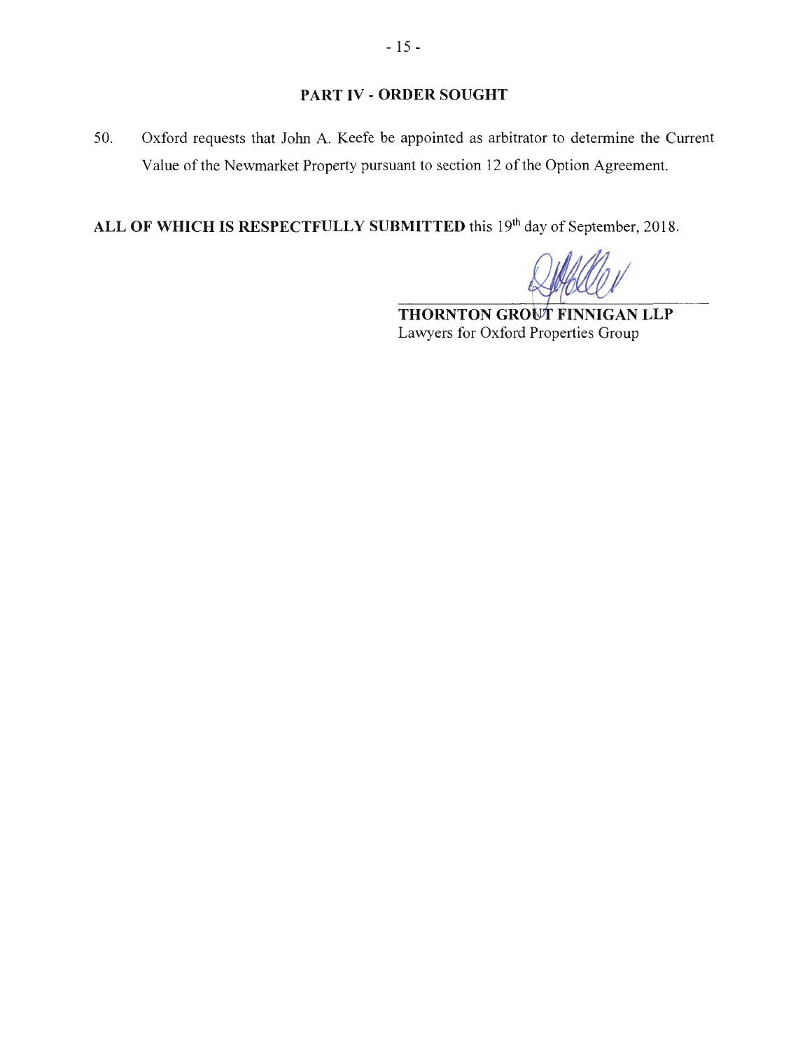## PART IV - ORDER SOUGHT

50. Oxford requests that John A. Keefe be appointed as arbitrator to determine the Current Value of the Newmarket Property pursuant to section 12 of the Option Agreement.

**ALL OF WHICH IS RESPECTFULLY SUBMITTED** this 19th day of September, 2018.

**THORNTON GROUT FINNIGAN LLP**
Lawyers for Oxford Properties Group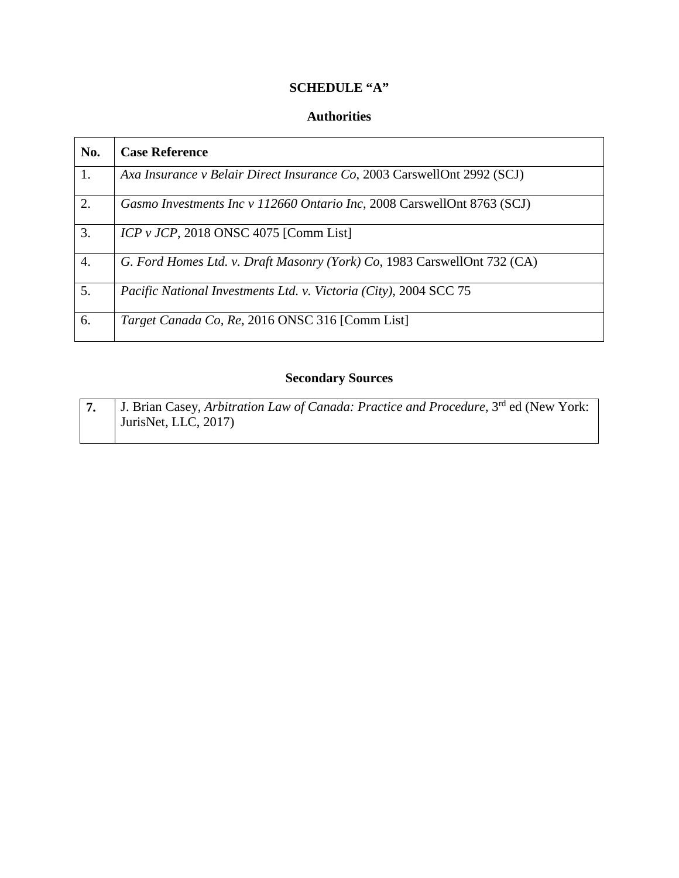**SCHEDULE "A"**

**Authorities**

| No. | Case Reference |
|---|---|
| 1. | *Axa Insurance v Belair Direct Insurance Co*, 2003 CarswellOnt 2992 (SCJ) |
| 2. | *Gasmo Investments Inc v 112660 Ontario Inc*, 2008 CarswellOnt 8763 (SCJ) |
| 3. | *ICP v JCP*, 2018 ONSC 4075 [Comm List] |
| 4. | *G. Ford Homes Ltd. v. Draft Masonry (York) Co*, 1983 CarswellOnt 732 (CA) |
| 5. | *Pacific National Investments Ltd. v. Victoria (City)*, 2004 SCC 75 |
| 6. | *Target Canada Co, Re*, 2016 ONSC 316 [Comm List] |

**Secondary Sources**

| | |
|---|---|
| **7.** | J. Brian Casey, *Arbitration Law of Canada: Practice and Procedure*, 3rd ed (New York: JurisNet, LLC, 2017) |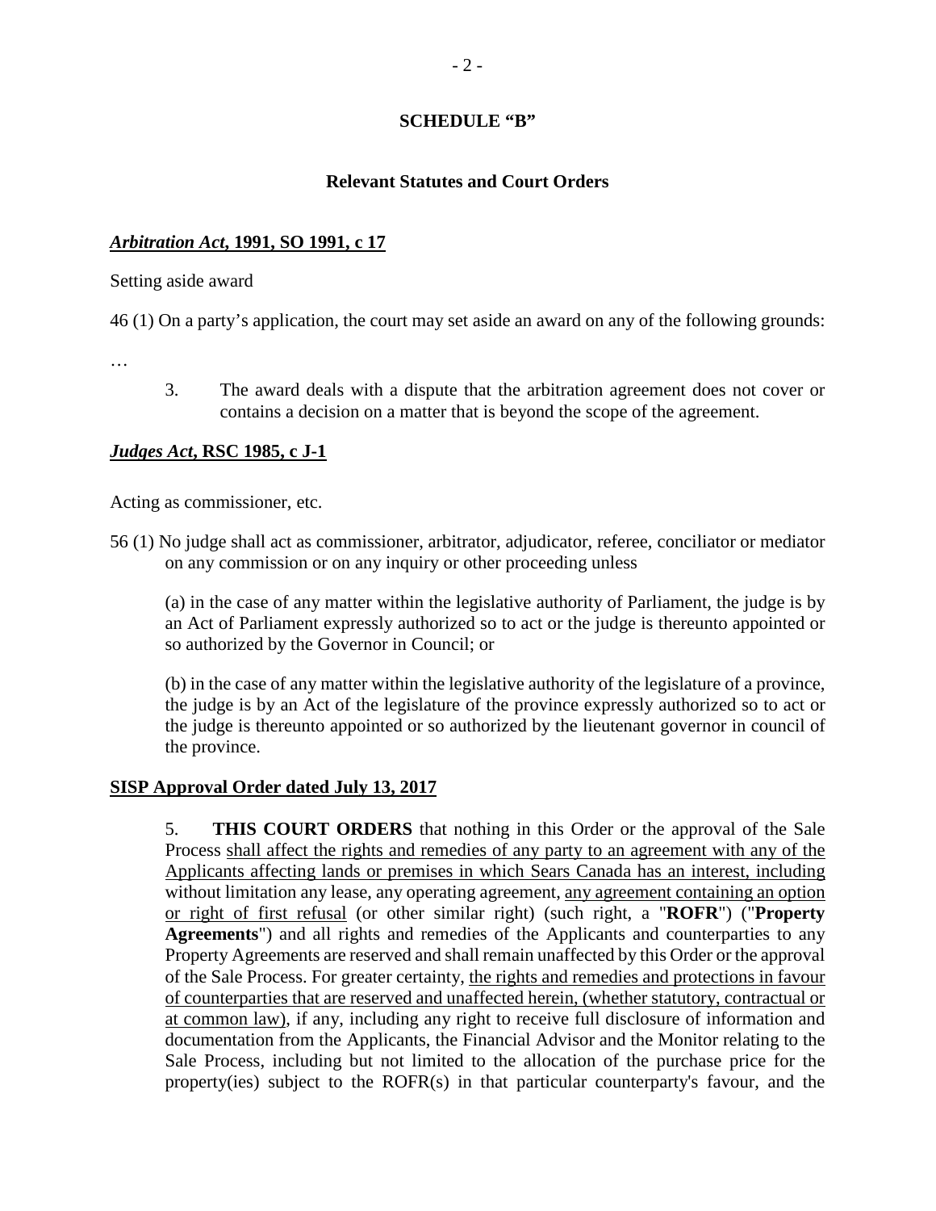# SCHEDULE "B"

## Relevant Statutes and Court Orders

***Arbitration Act*, 1991, SO 1991, c 17**

Setting aside award

46 (1) On a party's application, the court may set aside an award on any of the following grounds:

…

> 3. The award deals with a dispute that the arbitration agreement does not cover or contains a decision on a matter that is beyond the scope of the agreement.

***Judges Act*, RSC 1985, c J-1**

Acting as commissioner, etc.

56 (1) No judge shall act as commissioner, arbitrator, adjudicator, referee, conciliator or mediator on any commission or on any inquiry or other proceeding unless

> (a) in the case of any matter within the legislative authority of Parliament, the judge is by an Act of Parliament expressly authorized so to act or the judge is thereunto appointed or so authorized by the Governor in Council; or
>
> (b) in the case of any matter within the legislative authority of the legislature of a province, the judge is by an Act of the legislature of the province expressly authorized so to act or the judge is thereunto appointed or so authorized by the lieutenant governor in council of the province.

**SISP Approval Order dated July 13, 2017**

> 5. **THIS COURT ORDERS** that nothing in this Order or the approval of the Sale Process shall affect the rights and remedies of any party to an agreement with any of the Applicants affecting lands or premises in which Sears Canada has an interest, including without limitation any lease, any operating agreement, any agreement containing an option or right of first refusal (or other similar right) (such right, a "**ROFR**") ("**Property Agreements**") and all rights and remedies of the Applicants and counterparties to any Property Agreements are reserved and shall remain unaffected by this Order or the approval of the Sale Process. For greater certainty, the rights and remedies and protections in favour of counterparties that are reserved and unaffected herein, (whether statutory, contractual or at common law), if any, including any right to receive full disclosure of information and documentation from the Applicants, the Financial Advisor and the Monitor relating to the Sale Process, including but not limited to the allocation of the purchase price for the property(ies) subject to the ROFR(s) in that particular counterparty's favour, and the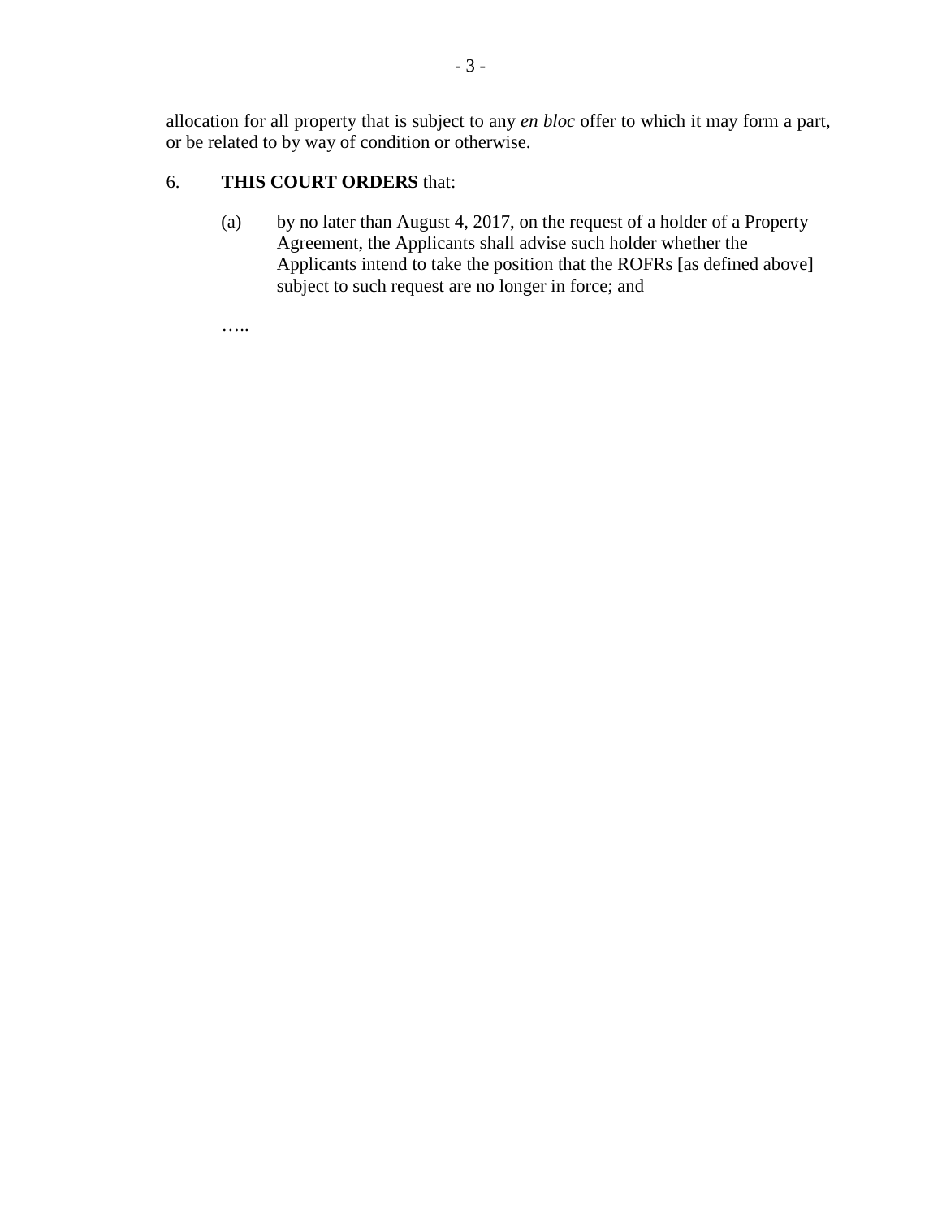allocation for all property that is subject to any *en bloc* offer to which it may form a part, or be related to by way of condition or otherwise.

6. **THIS COURT ORDERS** that:

   (a) by no later than August 4, 2017, on the request of a holder of a Property Agreement, the Applicants shall advise such holder whether the Applicants intend to take the position that the ROFRs [as defined above] subject to such request are no longer in force; and

   …..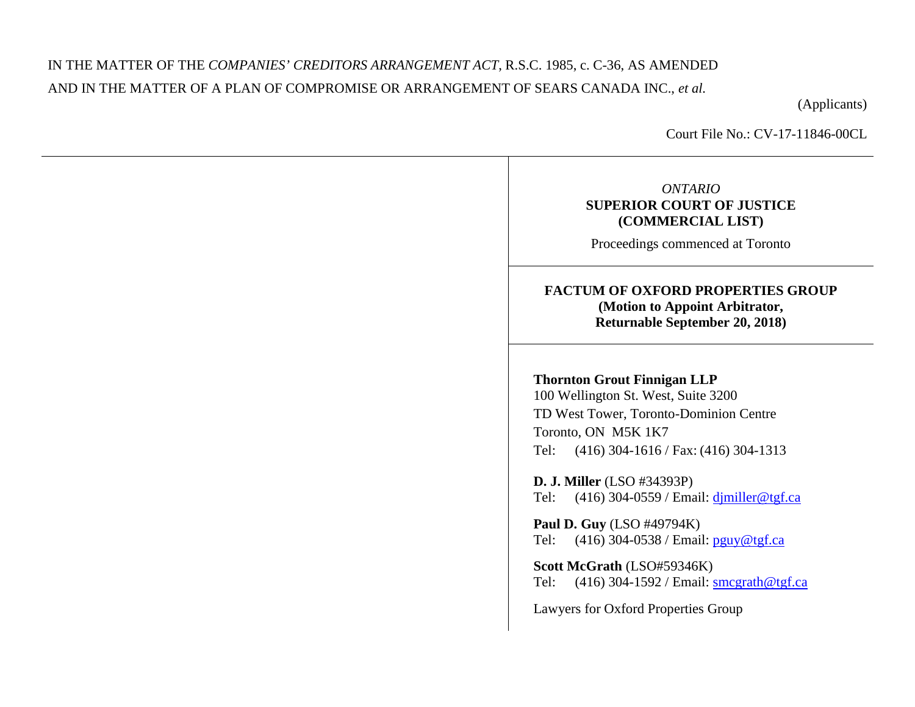IN THE MATTER OF THE *COMPANIES' CREDITORS ARRANGEMENT ACT*, R.S.C. 1985, c. C-36, AS AMENDED

AND IN THE MATTER OF A PLAN OF COMPROMISE OR ARRANGEMENT OF SEARS CANADA INC., *et al.*

(Applicants)

Court File No.: CV-17-11846-00CL

*ONTARIO*
**SUPERIOR COURT OF JUSTICE**
**(COMMERCIAL LIST)**

Proceedings commenced at Toronto

**FACTUM OF OXFORD PROPERTIES GROUP**
**(Motion to Appoint Arbitrator,**
**Returnable September 20, 2018)**

**Thornton Grout Finnigan LLP**
100 Wellington St. West, Suite 3200
TD West Tower, Toronto-Dominion Centre
Toronto, ON M5K 1K7
Tel: (416) 304-1616 / Fax: (416) 304-1313

**D. J. Miller** (LSO #34393P)
Tel: (416) 304-0559 / Email: djmiller@tgf.ca

**Paul D. Guy** (LSO #49794K)
Tel: (416) 304-0538 / Email: pguy@tgf.ca

**Scott McGrath** (LSO#59346K)
Tel: (416) 304-1592 / Email: smcgrath@tgf.ca

Lawyers for Oxford Properties Group